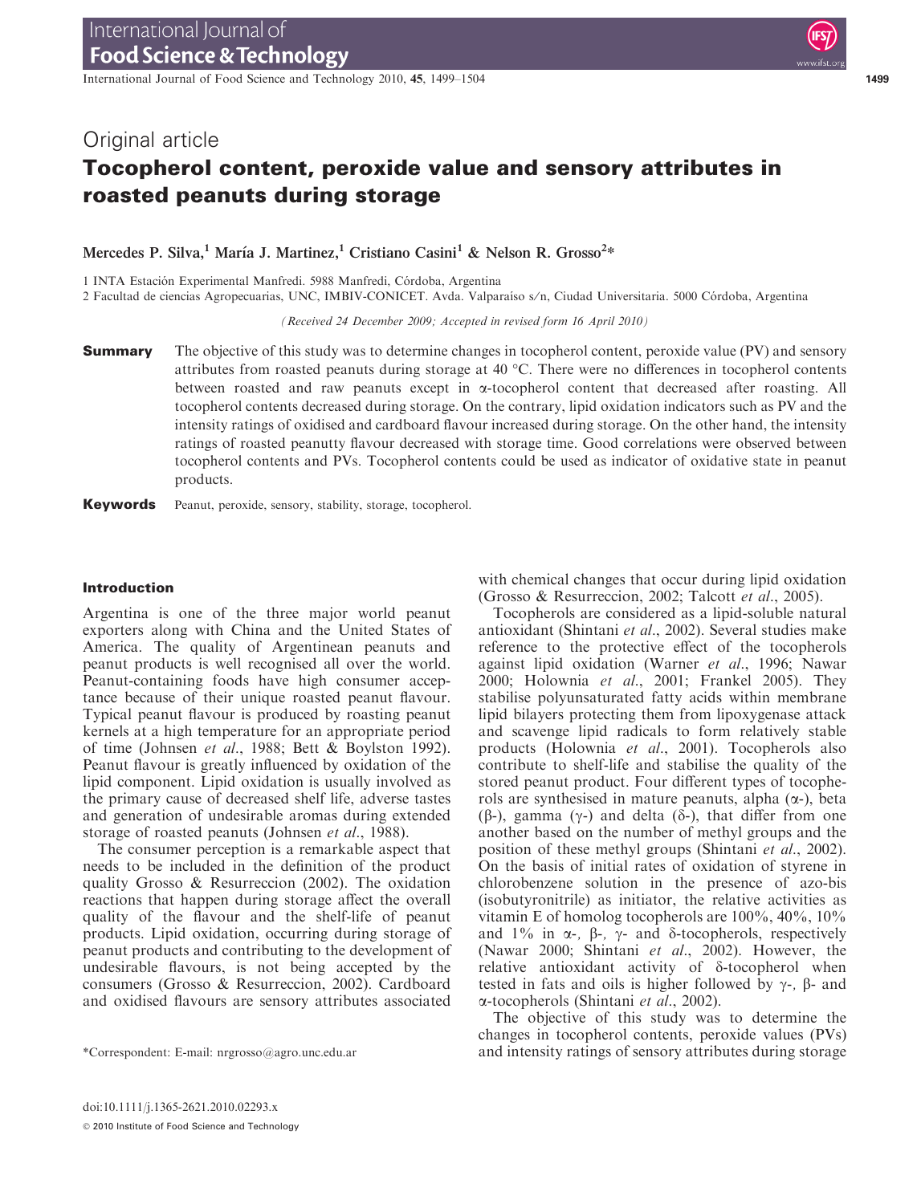Original article

# Tocopherol content, peroxide value and sensory attributes in roasted peanuts during storage

**Mercedes P. Silva,[1] María J. Martinez,[1] Cristiano Casini[1] & Nelson R. Grosso[2]***

1 INTA Estación Experimental Manfredi. 5988 Manfredi, Córdoba, Argentina

2 Facultad de ciencias Agropecuarias, UNC, IMBIV-CONICET. Avda. Valparaiso s/n, Ciudad Universitaria. 5000 Córdoba, Argentina

*(Received 24 December 2009; Accepted in revised form 16 April 2010)*

**Summary** The objective of this study was to determine changes in tocopherol content, peroxide value (PV) and sensory attributes from roasted peanuts during storage at 40 °C. There were no differences in tocopherol contents between roasted and raw peanuts except in α-tocopherol content that decreased after roasting. All tocopherol contents decreased during storage. On the contrary, lipid oxidation indicators such as PV and the intensity ratings of oxidised and cardboard flavour increased during storage. On the other hand, the intensity ratings of roasted peanutty flavour decreased with storage time. Good correlations were observed between tocopherol contents and PVs. Tocopherol contents could be used as indicator of oxidative state in peanut products.

**Keywords** Peanut, peroxide, sensory, stability, storage, tocopherol.

## Introduction

Argentina is one of the three major world peanut exporters along with China and the United States of America. The quality of Argentinean peanuts and peanut products is well recognised all over the world. Peanut-containing foods have high consumer acceptance because of their unique roasted peanut flavour. Typical peanut flavour is produced by roasting peanut kernels at a high temperature for an appropriate period of time (Johnsen *et al*., 1988; Bett & Boylston 1992). Peanut flavour is greatly influenced by oxidation of the lipid component. Lipid oxidation is usually involved as the primary cause of decreased shelf life, adverse tastes and generation of undesirable aromas during extended storage of roasted peanuts (Johnsen *et al*., 1988).

The consumer perception is a remarkable aspect that needs to be included in the definition of the product quality Grosso & Resurreccion (2002). The oxidation reactions that happen during storage affect the overall quality of the flavour and the shelf-life of peanut products. Lipid oxidation, occurring during storage of peanut products and contributing to the development of undesirable flavours, is not being accepted by the consumers (Grosso & Resurreccion, 2002). Cardboard and oxidised flavours are sensory attributes associated with chemical changes that occur during lipid oxidation (Grosso & Resurreccion, 2002; Talcott *et al*., 2005).

Tocopherols are considered as a lipid-soluble natural antioxidant (Shintani *et al*., 2002). Several studies make reference to the protective effect of the tocopherols against lipid oxidation (Warner *et al*., 1996; Nawar 2000; Holownia *et al*., 2001; Frankel 2005). They stabilise polyunsaturated fatty acids within membrane lipid bilayers protecting them from lipoxygenase attack and scavenge lipid radicals to form relatively stable products (Holownia *et al*., 2001). Tocopherols also contribute to shelf-life and stabilise the quality of the stored peanut product. Four different types of tocopherols are synthesised in mature peanuts, alpha (α-), beta (β-), gamma (γ-) and delta (δ-), that differ from one another based on the number of methyl groups and the position of these methyl groups (Shintani *et al*., 2002). On the basis of initial rates of oxidation of styrene in chlorobenzene solution in the presence of azo-bis (isobutyronitrile) as initiator, the relative activities as vitamin E of homolog tocopherols are 100%, 40%, 10% and 1% in α-, β-, γ- and δ-tocopherols, respectively (Nawar 2000; Shintani *et al*., 2002). However, the relative antioxidant activity of δ-tocopherol when tested in fats and oils is higher followed by γ-, β- and α-tocopherols (Shintani *et al*., 2002).

The objective of this study was to determine the changes in tocopherol contents, peroxide values (PVs) and intensity ratings of sensory attributes during storage

*Correspondent: E-mail: nrgrosso@agro.unc.edu.ar

doi:10.1111/j.1365-2621.2010.02293.x

© 2010 Institute of Food Science and Technology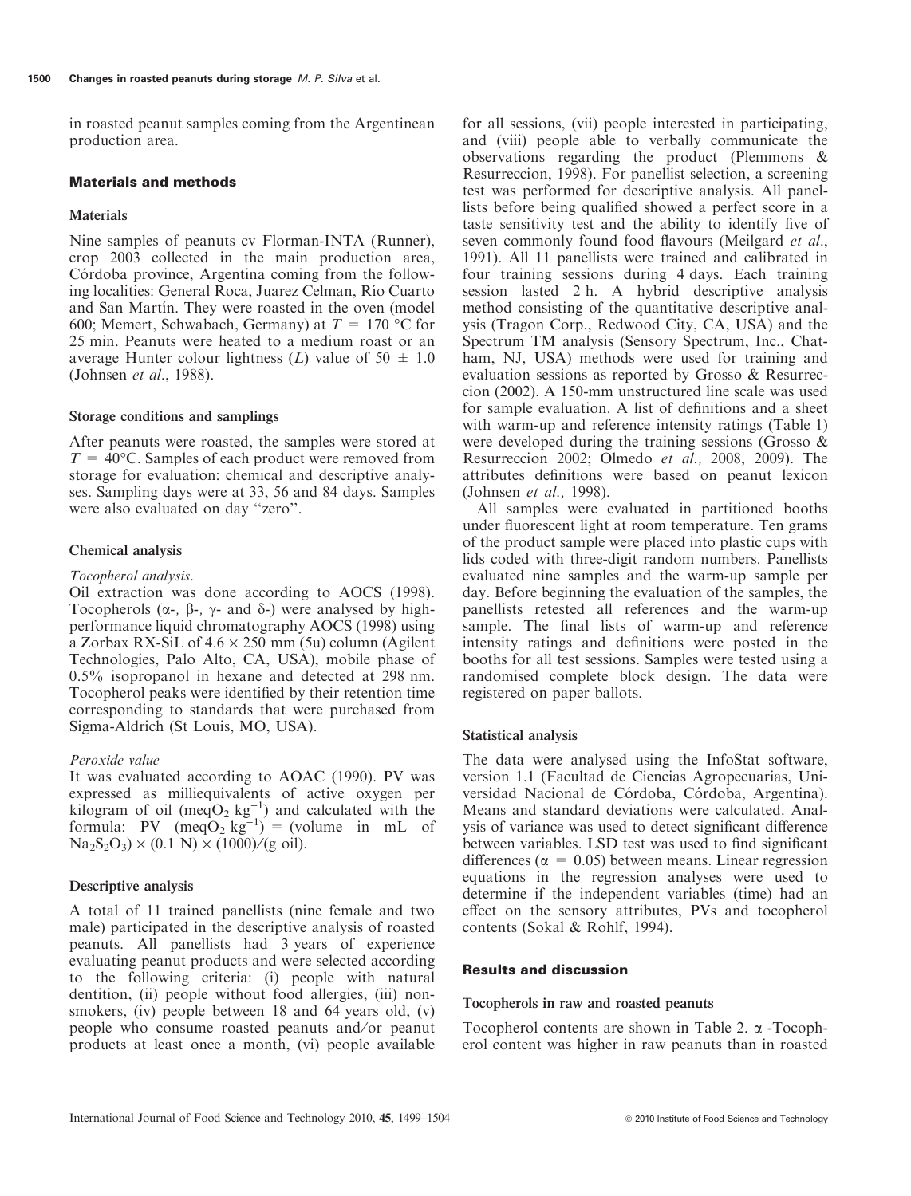in roasted peanut samples coming from the Argentinean production area.

## Materials and methods

### Materials

Nine samples of peanuts cv Florman-INTA (Runner), crop 2003 collected in the main production area, Córdoba province, Argentina coming from the following localities: General Roca, Juarez Celman, Río Cuarto and San Martín. They were roasted in the oven (model 600; Memert, Schwabach, Germany) at $T$ = 170 °C for 25 min. Peanuts were heated to a medium roast or an average Hunter colour lightness ($L$) value of 50 ± 1.0 (Johnsen *et al*., 1988).

### Storage conditions and samplings

After peanuts were roasted, the samples were stored at $T$ = 40°C. Samples of each product were removed from storage for evaluation: chemical and descriptive analyses. Sampling days were at 33, 56 and 84 days. Samples were also evaluated on day "zero".

### Chemical analysis

#### *Tocopherol analysis.*

Oil extraction was done according to AOCS (1998). Tocopherols (α-, β-, γ- and δ-) were analysed by high-performance liquid chromatography AOCS (1998) using a Zorbax RX-SiL of 4.6 × 250 mm (5u) column (Agilent Technologies, Palo Alto, CA, USA), mobile phase of 0.5% isopropanol in hexane and detected at 298 nm. Tocopherol peaks were identified by their retention time corresponding to standards that were purchased from Sigma-Aldrich (St Louis, MO, USA).

#### *Peroxide value*

It was evaluated according to AOAC (1990). PV was expressed as milliequivalents of active oxygen per kilogram of oil (meq$O_2$ kg$^{-1}$) and calculated with the formula: PV (meq$O_2$ kg$^{-1}$) = (volume in mL of $Na_2S_2O_3$) × (0.1 N) × (1000)/(g oil).

### Descriptive analysis

A total of 11 trained panellists (nine female and two male) participated in the descriptive analysis of roasted peanuts. All panellists had 3 years of experience evaluating peanut products and were selected according to the following criteria: (i) people with natural dentition, (ii) people without food allergies, (iii) non-smokers, (iv) people between 18 and 64 years old, (v) people who consume roasted peanuts and/or peanut products at least once a month, (vi) people available for all sessions, (vii) people interested in participating, and (viii) people able to verbally communicate the observations regarding the product (Plemmons & Resurreccion, 1998). For panellist selection, a screening test was performed for descriptive analysis. All panellists before being qualified showed a perfect score in a taste sensitivity test and the ability to identify five of seven commonly found food flavours (Meilgard *et al*., 1991). All 11 panellists were trained and calibrated in four training sessions during 4 days. Each training session lasted 2 h. A hybrid descriptive analysis method consisting of the quantitative descriptive analysis (Tragon Corp., Redwood City, CA, USA) and the Spectrum TM analysis (Sensory Spectrum, Inc., Chatham, NJ, USA) methods were used for training and evaluation sessions as reported by Grosso & Resurreccion (2002). A 150-mm unstructured line scale was used for sample evaluation. A list of definitions and a sheet with warm-up and reference intensity ratings (Table 1) were developed during the training sessions (Grosso & Resurreccion 2002; Olmedo *et al.,* 2008, 2009). The attributes definitions were based on peanut lexicon (Johnsen *et al.,* 1998).

All samples were evaluated in partitioned booths under fluorescent light at room temperature. Ten grams of the product sample were placed into plastic cups with lids coded with three-digit random numbers. Panellists evaluated nine samples and the warm-up sample per day. Before beginning the evaluation of the samples, the panellists retested all references and the warm-up sample. The final lists of warm-up and reference intensity ratings and definitions were posted in the booths for all test sessions. Samples were tested using a randomised complete block design. The data were registered on paper ballots.

### Statistical analysis

The data were analysed using the InfoStat software, version 1.1 (Facultad de Ciencias Agropecuarias, Universidad Nacional de Córdoba, Córdoba, Argentina). Means and standard deviations were calculated. Analysis of variance was used to detect significant difference between variables. LSD test was used to find significant differences (α = 0.05) between means. Linear regression equations in the regression analyses were used to determine if the independent variables (time) had an effect on the sensory attributes, PVs and tocopherol contents (Sokal & Rohlf, 1994).

## Results and discussion

### Tocopherols in raw and roasted peanuts

Tocopherol contents are shown in Table 2. α -Tocopherol content was higher in raw peanuts than in roasted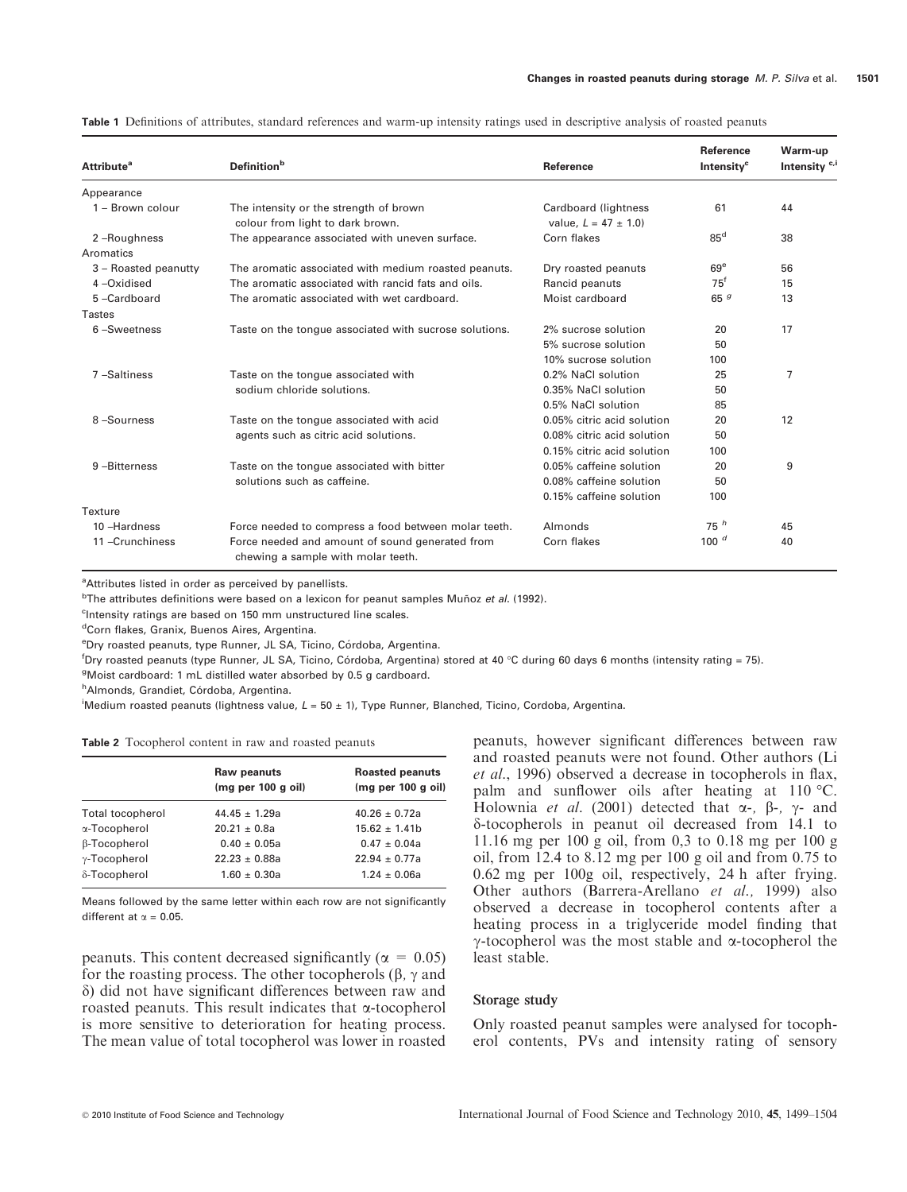**Table 1** Definitions of attributes, standard references and warm-up intensity ratings used in descriptive analysis of roasted peanuts

| Attribute[a] | Definition[b] | Reference | Reference Intensity[c] | Warm-up Intensity [c,i] |
|---|---|---|---|---|
| Appearance | | | | |
| 1 – Brown colour | The intensity or the strength of brown colour from light to dark brown. | Cardboard (lightness value, $L = 47 \pm 1.0$) | 61 | 44 |
| 2 –Roughness | The appearance associated with uneven surface. | Corn flakes | 85[d] | 38 |
| Aromatics | | | | |
| 3 – Roasted peanutty | The aromatic associated with medium roasted peanuts. | Dry roasted peanuts | 69[e] | 56 |
| 4 –Oxidised | The aromatic associated with rancid fats and oils. | Rancid peanuts | 75[f] | 15 |
| 5 –Cardboard | The aromatic associated with wet cardboard. | Moist cardboard | 65 [g] | 13 |
| Tastes | | | | |
| 6 –Sweetness | Taste on the tongue associated with sucrose solutions. | 2% sucrose solution | 20 | 17 |
| | | 5% sucrose solution | 50 | |
| | | 10% sucrose solution | 100 | |
| 7 –Saltiness | Taste on the tongue associated with sodium chloride solutions. | 0.2% NaCl solution | 25 | 7 |
| | | 0.35% NaCl solution | 50 | |
| | | 0.5% NaCl solution | 85 | |
| 8 –Sourness | Taste on the tongue associated with acid agents such as citric acid solutions. | 0.05% citric acid solution | 20 | 12 |
| | | 0.08% citric acid solution | 50 | |
| | | 0.15% citric acid solution | 100 | |
| 9 –Bitterness | Taste on the tongue associated with bitter solutions such as caffeine. | 0.05% caffeine solution | 20 | 9 |
| | | 0.08% caffeine solution | 50 | |
| | | 0.15% caffeine solution | 100 | |
| Texture | | | | |
| 10 –Hardness | Force needed to compress a food between molar teeth. | Almonds | 75 [h] | 45 |
| 11 –Crunchiness | Force needed and amount of sound generated from chewing a sample with molar teeth. | Corn flakes | 100 [d] | 40 |

[a]Attributes listed in order as perceived by panellists.
[b]The attributes definitions were based on a lexicon for peanut samples Muñoz *et al.* (1992).
[c]Intensity ratings are based on 150 mm unstructured line scales.
[d]Corn flakes, Granix, Buenos Aires, Argentina.
[e]Dry roasted peanuts, type Runner, JL SA, Ticino, Córdoba, Argentina.
[f]Dry roasted peanuts (type Runner, JL SA, Ticino, Córdoba, Argentina) stored at 40 °C during 60 days 6 months (intensity rating = 75).
[g]Moist cardboard: 1 mL distilled water absorbed by 0.5 g cardboard.
[h]Almonds, Grandiet, Córdoba, Argentina.
[i]Medium roasted peanuts (lightness value, $L = 50 \pm 1$), Type Runner, Blanched, Ticino, Cordoba, Argentina.

**Table 2** Tocopherol content in raw and roasted peanuts

| | Raw peanuts (mg per 100 g oil) | Roasted peanuts (mg per 100 g oil) |
|---|---|---|
| Total tocopherol | 44.45 ± 1.29a | 40.26 ± 0.72a |
| α-Tocopherol | 20.21 ± 0.8a | 15.62 ± 1.41b |
| β-Tocopherol | 0.40 ± 0.05a | 0.47 ± 0.04a |
| γ-Tocopherol | 22.23 ± 0.88a | 22.94 ± 0.77a |
| δ-Tocopherol | 1.60 ± 0.30a | 1.24 ± 0.06a |

Means followed by the same letter within each row are not significantly different at $\alpha = 0.05$.

peanuts. This content decreased significantly ($\alpha = 0.05$) for the roasting process. The other tocopherols (β, γ and δ) did not have significant differences between raw and roasted peanuts. This result indicates that α-tocopherol is more sensitive to deterioration for heating process. The mean value of total tocopherol was lower in roasted peanuts, however significant differences between raw and roasted peanuts were not found. Other authors (Li *et al.*, 1996) observed a decrease in tocopherols in flax, palm and sunflower oils after heating at 110 °C. Holownia *et al.* (2001) detected that α-, β-, γ- and δ-tocopherols in peanut oil decreased from 14.1 to 11.16 mg per 100 g oil, from 0,3 to 0.18 mg per 100 g oil, from 12.4 to 8.12 mg per 100 g oil and from 0.75 to 0.62 mg per 100g oil, respectively, 24 h after frying. Other authors (Barrera-Arellano *et al.,* 1999) also observed a decrease in tocopherol contents after a heating process in a triglyceride model finding that γ-tocopherol was the most stable and α-tocopherol the least stable.

### Storage study

Only roasted peanut samples were analysed for tocopherol contents, PVs and intensity rating of sensory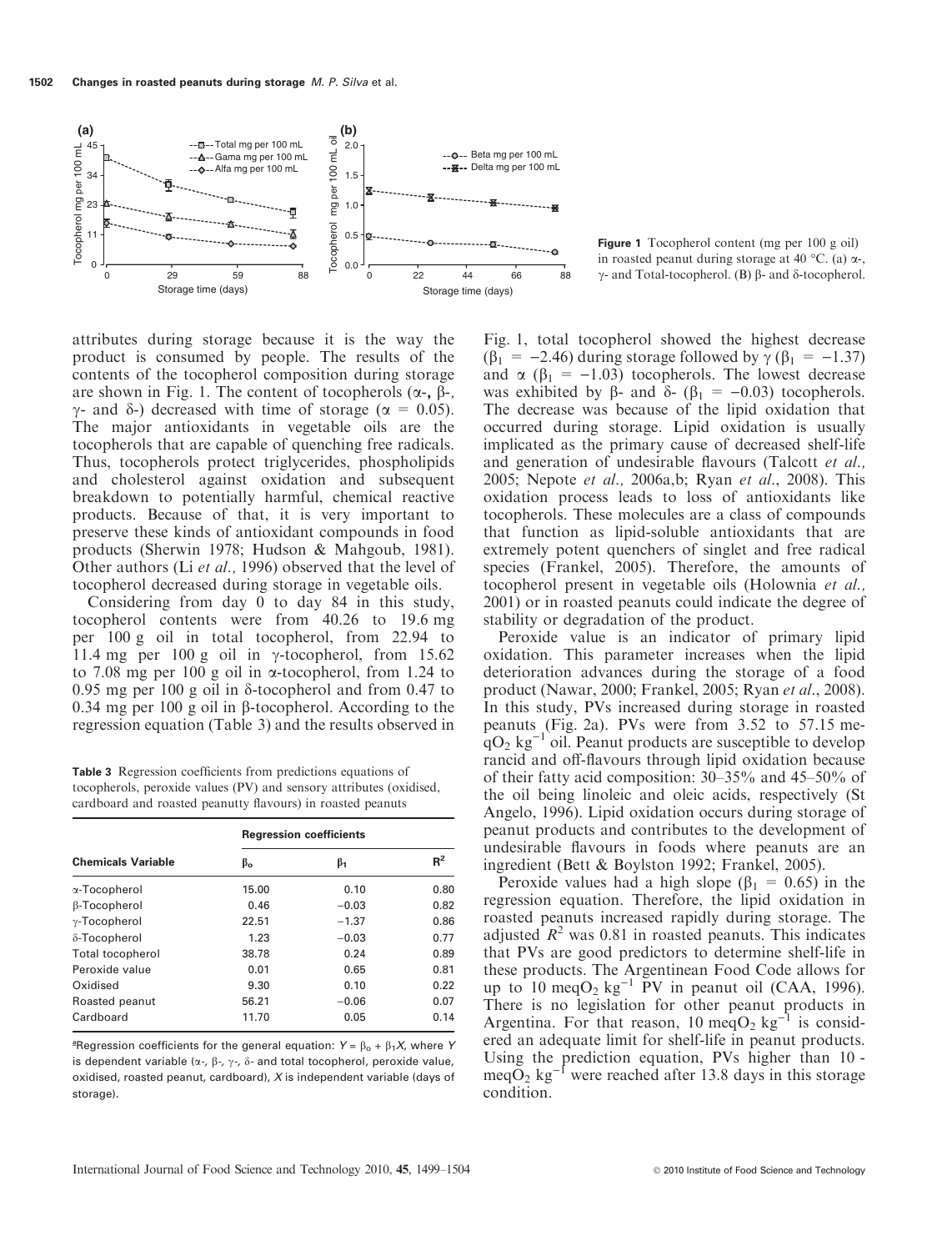**Figure 1** Tocopherol content (mg per 100 g oil) in roasted peanut during storage at 40 °C. (a) α-, γ- and Total-tocopherol. (B) β- and δ-tocopherol.

attributes during storage because it is the way the product is consumed by people. The results of the contents of the tocopherol composition during storage are shown in Fig. 1. The content of tocopherols (α-, β-, γ- and δ-) decreased with time of storage ($\alpha = 0.05$). The major antioxidants in vegetable oils are the tocopherols that are capable of quenching free radicals. Thus, tocopherols protect triglycerides, phospholipids and cholesterol against oxidation and subsequent breakdown to potentially harmful, chemical reactive products. Because of that, it is very important to preserve these kinds of antioxidant compounds in food products (Sherwin 1978; Hudson & Mahgoub, 1981). Other authors (Li *et al.,* 1996) observed that the level of tocopherol decreased during storage in vegetable oils.

Considering from day 0 to day 84 in this study, tocopherol contents were from 40.26 to 19.6 mg per 100 g oil in total tocopherol, from 22.94 to 11.4 mg per 100 g oil in γ-tocopherol, from 15.62 to 7.08 mg per 100 g oil in α-tocopherol, from 1.24 to 0.95 mg per 100 g oil in δ-tocopherol and from 0.47 to 0.34 mg per 100 g oil in β-tocopherol. According to the regression equation (Table 3) and the results observed in Fig. 1, total tocopherol showed the highest decrease ($\beta_1 = -2.46$) during storage followed by γ ($\beta_1 = -1.37$) and α ($\beta_1 = -1.03$) tocopherols. The lowest decrease was exhibited by β- and δ- ($\beta_1 = -0.03$) tocopherols. The decrease was because of the lipid oxidation that occurred during storage. Lipid oxidation is usually implicated as the primary cause of decreased shelf-life and generation of undesirable flavours (Talcott *et al.,* 2005; Nepote *et al.,* 2006a,b; Ryan *et al.*, 2008). This oxidation process leads to loss of antioxidants like tocopherols. These molecules are a class of compounds that function as lipid-soluble antioxidants that are extremely potent quenchers of singlet and free radical species (Frankel, 2005). Therefore, the amounts of tocopherol present in vegetable oils (Holownia *et al.,* 2001) or in roasted peanuts could indicate the degree of stability or degradation of the product.

**Table 3** Regression coefficients from predictions equations of tocopherols, peroxide values (PV) and sensory attributes (oxidised, cardboard and roasted peanutty flavours) in roasted peanuts

| Chemicals Variable | Regression coefficients | | |
|---|---|---|---|
| | $\beta_o$ | $\beta_1$ | $R^2$ |
| α-Tocopherol | 15.00 | 0.10 | 0.80 |
| β-Tocopherol | 0.46 | −0.03 | 0.82 |
| γ-Tocopherol | 22.51 | −1.37 | 0.86 |
| δ-Tocopherol | 1.23 | −0.03 | 0.77 |
| Total tocopherol | 38.78 | 0.24 | 0.89 |
| Peroxide value | 0.01 | 0.65 | 0.81 |
| Oxidised | 9.30 | 0.10 | 0.22 |
| Roasted peanut | 56.21 | −0.06 | 0.07 |
| Cardboard | 11.70 | 0.05 | 0.14 |

[a]Regression coefficients for the general equation: $Y = \beta_o + \beta_1 X$, where $Y$ is dependent variable (α-, β-, γ-, δ- and total tocopherol, peroxide value, oxidised, roasted peanut, cardboard), $X$ is independent variable (days of storage).

Peroxide value is an indicator of primary lipid oxidation. This parameter increases when the lipid deterioration advances during the storage of a food product (Nawar, 2000; Frankel, 2005; Ryan *et al.*, 2008). In this study, PVs increased during storage in roasted peanuts (Fig. 2a). PVs were from 3.52 to 57.15 meq$O_2$ kg$^{-1}$ oil. Peanut products are susceptible to develop rancid and off-flavours through lipid oxidation because of their fatty acid composition: 30–35% and 45–50% of the oil being linoleic and oleic acids, respectively (St Angelo, 1996). Lipid oxidation occurs during storage of peanut products and contributes to the development of undesirable flavours in foods where peanuts are an ingredient (Bett & Boylston 1992; Frankel, 2005).

Peroxide values had a high slope ($\beta_1 = 0.65$) in the regression equation. Therefore, the lipid oxidation in roasted peanuts increased rapidly during storage. The adjusted $R^2$ was 0.81 in roasted peanuts. This indicates that PVs are good predictors to determine shelf-life in these products. The Argentinean Food Code allows for up to 10 meq$O_2$ kg$^{-1}$ PV in peanut oil (CAA, 1996). There is no legislation for other peanut products in Argentina. For that reason, 10 meq$O_2$ kg$^{-1}$ is considered an adequate limit for shelf-life in peanut products. Using the prediction equation, PVs higher than 10 meq$O_2$ kg$^{-1}$ were reached after 13.8 days in this storage condition.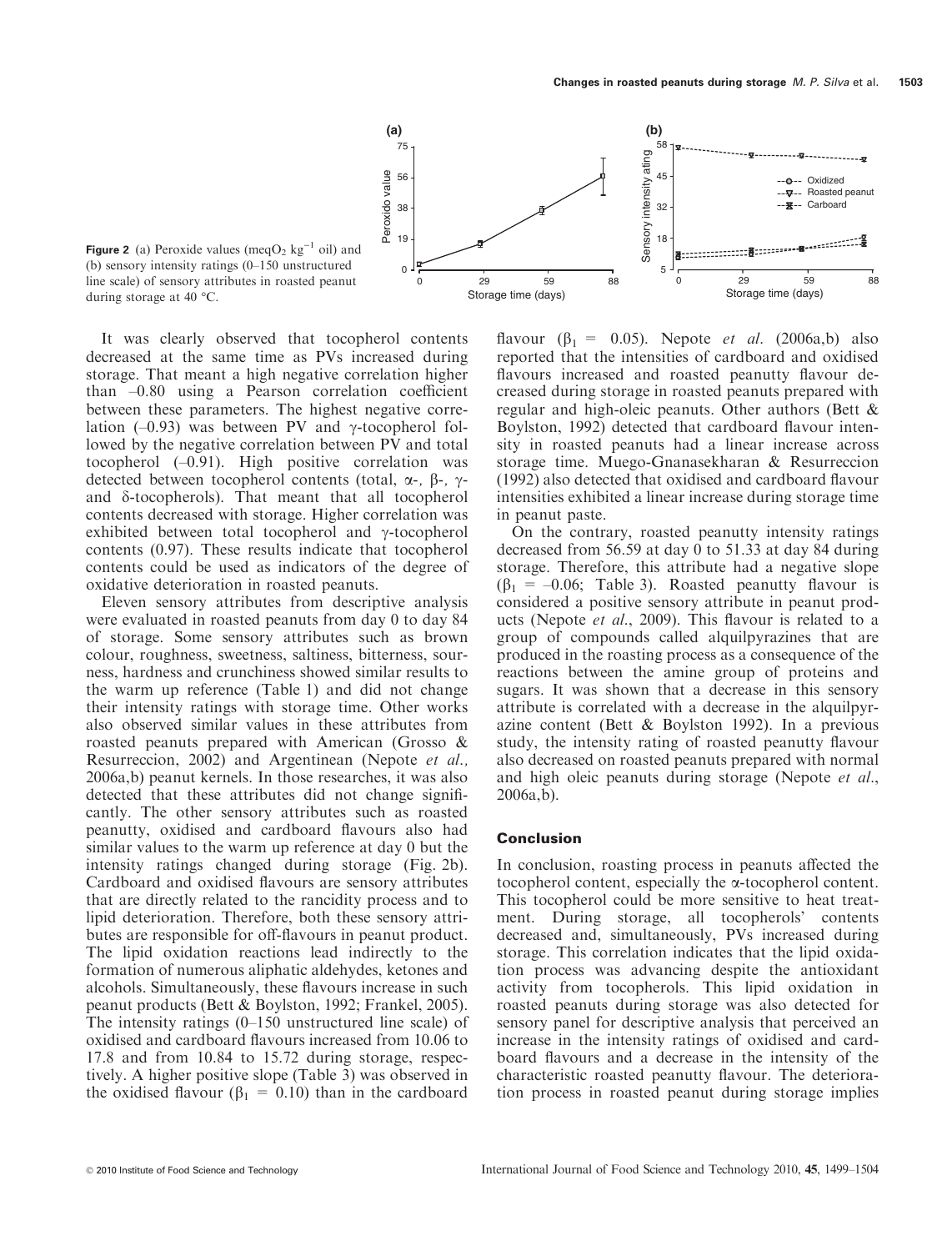**Figure 2** (a) Peroxide values (meq$O_2$ kg$^{-1}$ oil) and (b) sensory intensity ratings (0–150 unstructured line scale) of sensory attributes in roasted peanut during storage at 40 °C.

It was clearly observed that tocopherol contents decreased at the same time as PVs increased during storage. That meant a high negative correlation higher than –0.80 using a Pearson correlation coefficient between these parameters. The highest negative correlation (–0.93) was between PV and γ-tocopherol followed by the negative correlation between PV and total tocopherol (–0.91). High positive correlation was detected between tocopherol contents (total, α-, β-, γ- and δ-tocopherols). That meant that all tocopherol contents decreased with storage. Higher correlation was exhibited between total tocopherol and γ-tocopherol contents (0.97). These results indicate that tocopherol contents could be used as indicators of the degree of oxidative deterioration in roasted peanuts.

Eleven sensory attributes from descriptive analysis were evaluated in roasted peanuts from day 0 to day 84 of storage. Some sensory attributes such as brown colour, roughness, sweetness, saltiness, bitterness, sourness, hardness and crunchiness showed similar results to the warm up reference (Table 1) and did not change their intensity ratings with storage time. Other works also observed similar values in these attributes from roasted peanuts prepared with American (Grosso & Resurreccion, 2002) and Argentinean (Nepote *et al.,* 2006a,b) peanut kernels. In those researches, it was also detected that these attributes did not change significantly. The other sensory attributes such as roasted peanutty, oxidised and cardboard flavours also had similar values to the warm up reference at day 0 but the intensity ratings changed during storage (Fig. 2b). Cardboard and oxidised flavours are sensory attributes that are directly related to the rancidity process and to lipid deterioration. Therefore, both these sensory attributes are responsible for off-flavours in peanut product. The lipid oxidation reactions lead indirectly to the formation of numerous aliphatic aldehydes, ketones and alcohols. Simultaneously, these flavours increase in such peanut products (Bett & Boylston, 1992; Frankel, 2005). The intensity ratings (0–150 unstructured line scale) of oxidised and cardboard flavours increased from 10.06 to 17.8 and from 10.84 to 15.72 during storage, respectively. A higher positive slope (Table 3) was observed in the oxidised flavour ($\beta_1$ = 0.10) than in the cardboard flavour ($\beta_1$ = 0.05). Nepote *et al.* (2006a,b) also reported that the intensities of cardboard and oxidised flavours increased and roasted peanutty flavour decreased during storage in roasted peanuts prepared with regular and high-oleic peanuts. Other authors (Bett & Boylston, 1992) detected that cardboard flavour intensity in roasted peanuts had a linear increase across storage time. Muego-Gnanasekharan & Resurreccion (1992) also detected that oxidised and cardboard flavour intensities exhibited a linear increase during storage time in peanut paste.

On the contrary, roasted peanutty intensity ratings decreased from 56.59 at day 0 to 51.33 at day 84 during storage. Therefore, this attribute had a negative slope ($\beta_1$ = –0.06; Table 3). Roasted peanutty flavour is considered a positive sensory attribute in peanut products (Nepote *et al.*, 2009). This flavour is related to a group of compounds called alquilpyrazines that are produced in the roasting process as a consequence of the reactions between the amine group of proteins and sugars. It was shown that a decrease in this sensory attribute is correlated with a decrease in the alquilpyrazine content (Bett & Boylston 1992). In a previous study, the intensity rating of roasted peanutty flavour also decreased on roasted peanuts prepared with normal and high oleic peanuts during storage (Nepote *et al.*, 2006a,b).

## Conclusion

In conclusion, roasting process in peanuts affected the tocopherol content, especially the α-tocopherol content. This tocopherol could be more sensitive to heat treatment. During storage, all tocopherols' contents decreased and, simultaneously, PVs increased during storage. This correlation indicates that the lipid oxidation process was advancing despite the antioxidant activity from tocopherols. This lipid oxidation in roasted peanuts during storage was also detected for sensory panel for descriptive analysis that perceived an increase in the intensity ratings of oxidised and cardboard flavours and a decrease in the intensity of the characteristic roasted peanutty flavour. The deterioration process in roasted peanut during storage implies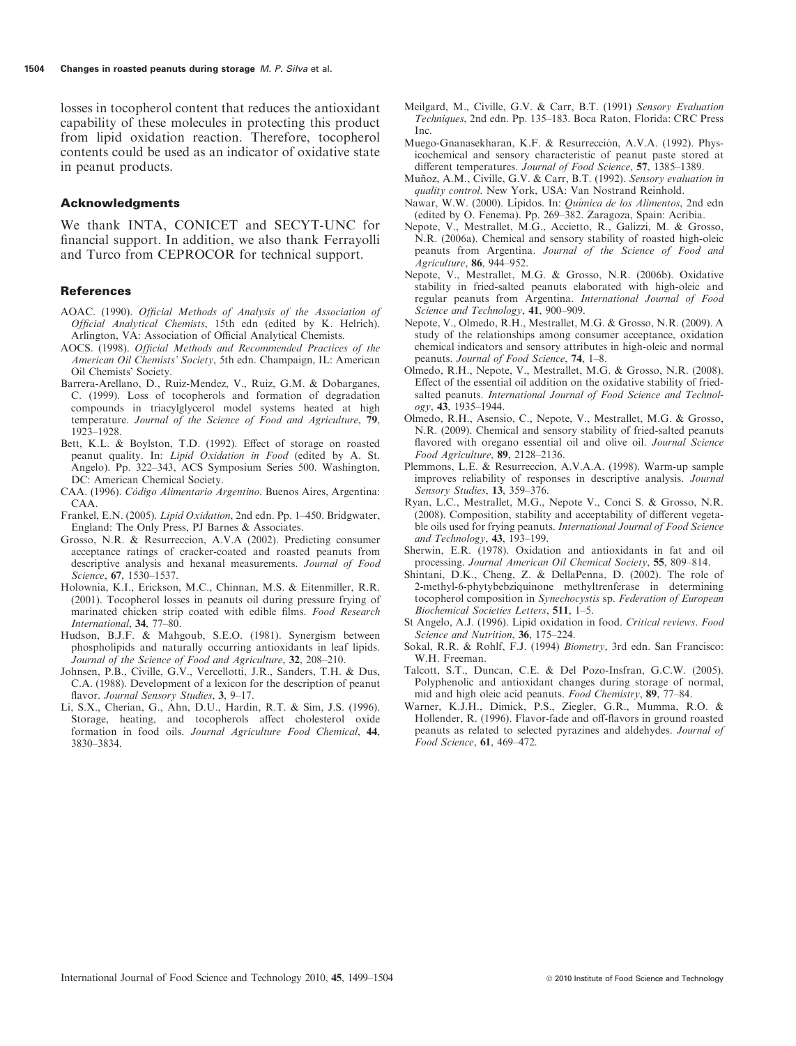losses in tocopherol content that reduces the antioxidant capability of these molecules in protecting this product from lipid oxidation reaction. Therefore, tocopherol contents could be used as an indicator of oxidative state in peanut products.

## Acknowledgments

We thank INTA, CONICET and SECYT-UNC for financial support. In addition, we also thank Ferrayolli and Turco from CEPROCOR for technical support.

## References

AOAC. (1990). *Official Methods of Analysis of the Association of Official Analytical Chemists*, 15th edn (edited by K. Helrich). Arlington, VA: Association of Official Analytical Chemists.

AOCS. (1998). *Official Methods and Recommended Practices of the American Oil Chemists' Society*, 5th edn. Champaign, IL: American Oil Chemists' Society.

Barrera-Arellano, D., Ruiz-Mendez, V., Ruiz, G.M. & Dobarganes, C. (1999). Loss of tocopherols and formation of degradation compounds in triacylglycerol model systems heated at high temperature. *Journal of the Science of Food and Agriculture*, **79**, 1923–1928.

Bett, K.L. & Boylston, T.D. (1992). Effect of storage on roasted peanut quality. In: *Lipid Oxidation in Food* (edited by A. St. Angelo). Pp. 322–343, ACS Symposium Series 500. Washington, DC: American Chemical Society.

CAA. (1996). *Código Alimentario Argentino*. Buenos Aires, Argentina: CAA.

Frankel, E.N. (2005). *Lipid Oxidation*, 2nd edn. Pp. 1–450. Bridgwater, England: The Only Press, PJ Barnes & Associates.

Grosso, N.R. & Resurreccion, A.V.A (2002). Predicting consumer acceptance ratings of cracker-coated and roasted peanuts from descriptive analysis and hexanal measurements. *Journal of Food Science*, **67**, 1530–1537.

Holownia, K.I., Erickson, M.C., Chinnan, M.S. & Eitenmiller, R.R. (2001). Tocopherol losses in peanuts oil during pressure frying of marinated chicken strip coated with edible films. *Food Research International*, **34**, 77–80.

Hudson, B.J.F. & Mahgoub, S.E.O. (1981). Synergism between phospholipids and naturally occurring antioxidants in leaf lipids. *Journal of the Science of Food and Agriculture*, **32**, 208–210.

Johnsen, P.B., Civille, G.V., Vercellotti, J.R., Sanders, T.H. & Dus, C.A. (1988). Development of a lexicon for the description of peanut flavor. *Journal Sensory Studies*, **3**, 9–17.

Li, S.X., Cherian, G., Ahn, D.U., Hardin, R.T. & Sim, J.S. (1996). Storage, heating, and tocopherols affect cholesterol oxide formation in food oils. *Journal Agriculture Food Chemical*, **44**, 3830–3834.

Meilgard, M., Civille, G.V. & Carr, B.T. (1991) *Sensory Evaluation Techniques*, 2nd edn. Pp. 135–183. Boca Raton, Florida: CRC Press Inc.

Muego-Gnanasekharan, K.F. & Resurrección, A.V.A. (1992). Physicochemical and sensory characteristic of peanut paste stored at different temperatures. *Journal of Food Science*, **57**, 1385–1389.

Muñoz, A.M., Civille, G.V. & Carr, B.T. (1992). *Sensory evaluation in quality control*. New York, USA: Van Nostrand Reinhold.

Nawar, W.W. (2000). Lípidos. In: *Química de los Alimentos*, 2nd edn (edited by O. Fenema). Pp. 269–382. Zaragoza, Spain: Acribia.

Nepote, V., Mestrallet, M.G., Accietto, R., Galizzi, M. & Grosso, N.R. (2006a). Chemical and sensory stability of roasted high-oleic peanuts from Argentina. *Journal of the Science of Food and Agriculture*, **86**, 944–952.

Nepote, V., Mestrallet, M.G. & Grosso, N.R. (2006b). Oxidative stability in fried-salted peanuts elaborated with high-oleic and regular peanuts from Argentina. *International Journal of Food Science and Technology*, **41**, 900–909.

Nepote, V., Olmedo, R.H., Mestrallet, M.G. & Grosso, N.R. (2009). A study of the relationships among consumer acceptance, oxidation chemical indicators and sensory attributes in high-oleic and normal peanuts. *Journal of Food Science*, **74**, 1–8.

Olmedo, R.H., Nepote, V., Mestrallet, M.G. & Grosso, N.R. (2008). Effect of the essential oil addition on the oxidative stability of fried-salted peanuts. *International Journal of Food Science and Technology*, **43**, 1935–1944.

Olmedo, R.H., Asensio, C., Nepote, V., Mestrallet, M.G. & Grosso, N.R. (2009). Chemical and sensory stability of fried-salted peanuts flavored with oregano essential oil and olive oil. *Journal Science Food Agriculture*, **89**, 2128–2136.

Plemmons, L.E. & Resurreccion, A.V.A.A. (1998). Warm-up sample improves reliability of responses in descriptive analysis. *Journal Sensory Studies*, **13**, 359–376.

Ryan, L.C., Mestrallet, M.G., Nepote V., Conci S. & Grosso, N.R. (2008). Composition, stability and acceptability of different vegetable oils used for frying peanuts. *International Journal of Food Science and Technology*, **43**, 193–199.

Sherwin, E.R. (1978). Oxidation and antioxidants in fat and oil processing. *Journal American Oil Chemical Society*, **55**, 809–814.

Shintani, D.K., Cheng, Z. & DellaPenna, D. (2002). The role of 2-methyl-6-phytybebziquinone methyltrenferase in determining tocopherol composition in *Synechocystis* sp. *Federation of European Biochemical Societies Letters*, **511**, 1–5.

St Angelo, A.J. (1996). Lipid oxidation in food. *Critical reviews*. *Food Science and Nutrition*, **36**, 175–224.

Sokal, R.R. & Rohlf, F.J. (1994) *Biometry*, 3rd edn. San Francisco: W.H. Freeman.

Talcott, S.T., Duncan, C.E. & Del Pozo-Insfran, G.C.W. (2005). Polyphenolic and antioxidant changes during storage of normal, mid and high oleic acid peanuts. *Food Chemistry*, **89**, 77–84.

Warner, K.J.H., Dimick, P.S., Ziegler, G.R., Mumma, R.O. & Hollender, R. (1996). Flavor-fade and off-flavors in ground roasted peanuts as related to selected pyrazines and aldehydes. *Journal of Food Science*, **61**, 469–472.